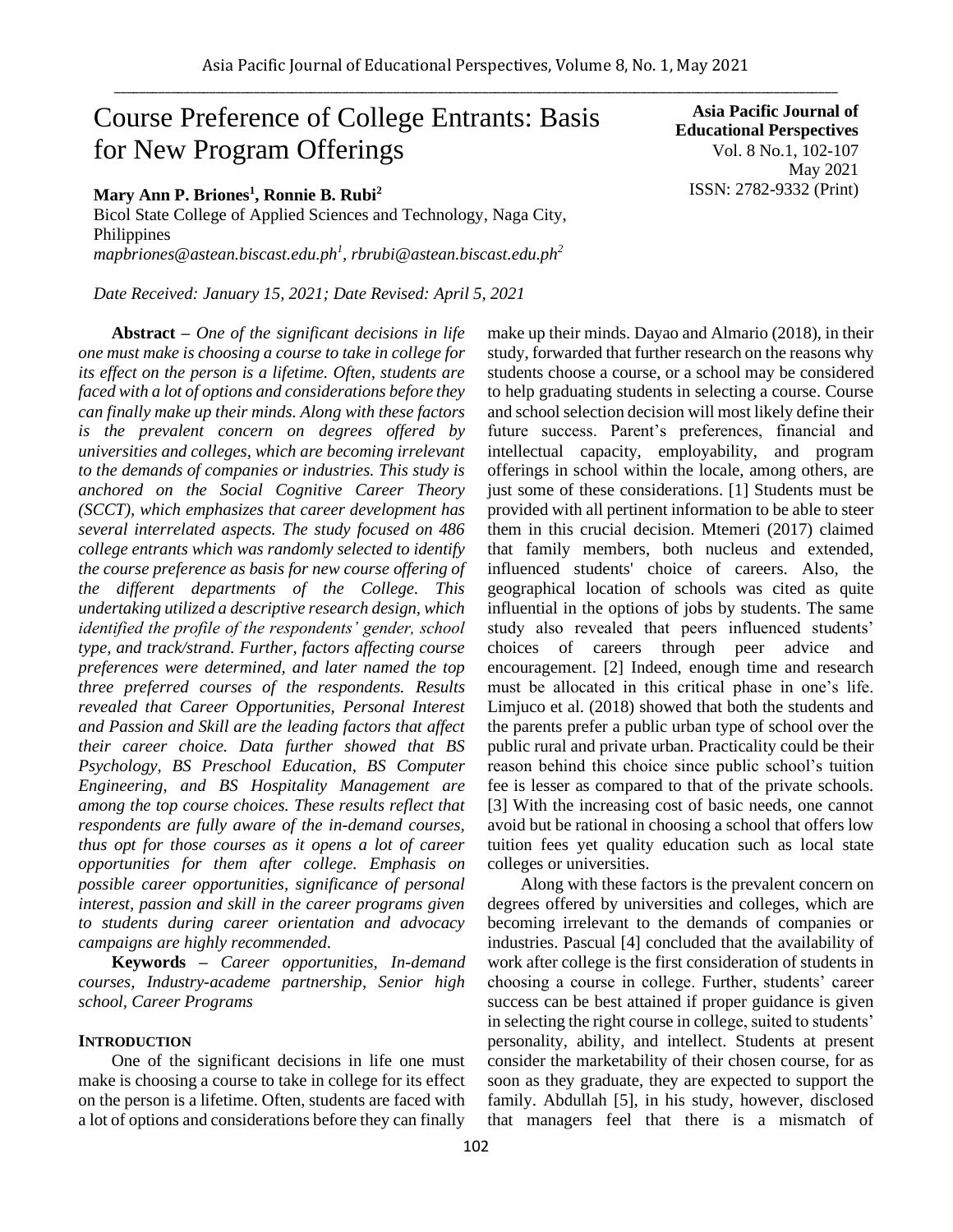# Course Preference of College Entrants: Basis for New Program Offerings

**Asia Pacific Journal of Educational Perspectives**
Vol. 8 No.1, 102-107
May 2021
ISSN: 2782-9332 (Print)

**Mary Ann P. Briones[1], Ronnie B. Rubi[2]**
Bicol State College of Applied Sciences and Technology, Naga City, Philippines
*mapbriones@astean.biscast.edu.ph[1], rbrubi@astean.biscast.edu.ph[2]*

*Date Received: January 15, 2021; Date Revised: April 5, 2021*

**Abstract** – *One of the significant decisions in life one must make is choosing a course to take in college for its effect on the person is a lifetime. Often, students are faced with a lot of options and considerations before they can finally make up their minds. Along with these factors is the prevalent concern on degrees offered by universities and colleges, which are becoming irrelevant to the demands of companies or industries. This study is anchored on the Social Cognitive Career Theory (SCCT), which emphasizes that career development has several interrelated aspects. The study focused on 486 college entrants which was randomly selected to identify the course preference as basis for new course offering of the different departments of the College. This undertaking utilized a descriptive research design, which identified the profile of the respondents' gender, school type, and track/strand. Further, factors affecting course preferences were determined, and later named the top three preferred courses of the respondents. Results revealed that Career Opportunities, Personal Interest and Passion and Skill are the leading factors that affect their career choice. Data further showed that BS Psychology, BS Preschool Education, BS Computer Engineering, and BS Hospitality Management are among the top course choices. These results reflect that respondents are fully aware of the in-demand courses, thus opt for those courses as it opens a lot of career opportunities for them after college. Emphasis on possible career opportunities, significance of personal interest, passion and skill in the career programs given to students during career orientation and advocacy campaigns are highly recommended.*

**Keywords** – *Career opportunities, In-demand courses, Industry-academe partnership, Senior high school, Career Programs*

## INTRODUCTION

One of the significant decisions in life one must make is choosing a course to take in college for its effect on the person is a lifetime. Often, students are faced with a lot of options and considerations before they can finally make up their minds. Dayao and Almario (2018), in their study, forwarded that further research on the reasons why students choose a course, or a school may be considered to help graduating students in selecting a course. Course and school selection decision will most likely define their future success. Parent's preferences, financial and intellectual capacity, employability, and program offerings in school within the locale, among others, are just some of these considerations. [1] Students must be provided with all pertinent information to be able to steer them in this crucial decision. Mtemeri (2017) claimed that family members, both nucleus and extended, influenced students' choice of careers. Also, the geographical location of schools was cited as quite influential in the options of jobs by students. The same study also revealed that peers influenced students' choices of careers through peer advice and encouragement. [2] Indeed, enough time and research must be allocated in this critical phase in one's life. Limjuco et al. (2018) showed that both the students and the parents prefer a public urban type of school over the public rural and private urban. Practicality could be their reason behind this choice since public school's tuition fee is lesser as compared to that of the private schools. [3] With the increasing cost of basic needs, one cannot avoid but be rational in choosing a school that offers low tuition fees yet quality education such as local state colleges or universities.

Along with these factors is the prevalent concern on degrees offered by universities and colleges, which are becoming irrelevant to the demands of companies or industries. Pascual [4] concluded that the availability of work after college is the first consideration of students in choosing a course in college. Further, students' career success can be best attained if proper guidance is given in selecting the right course in college, suited to students' personality, ability, and intellect. Students at present consider the marketability of their chosen course, for as soon as they graduate, they are expected to support the family. Abdullah [5], in his study, however, disclosed that managers feel that there is a mismatch of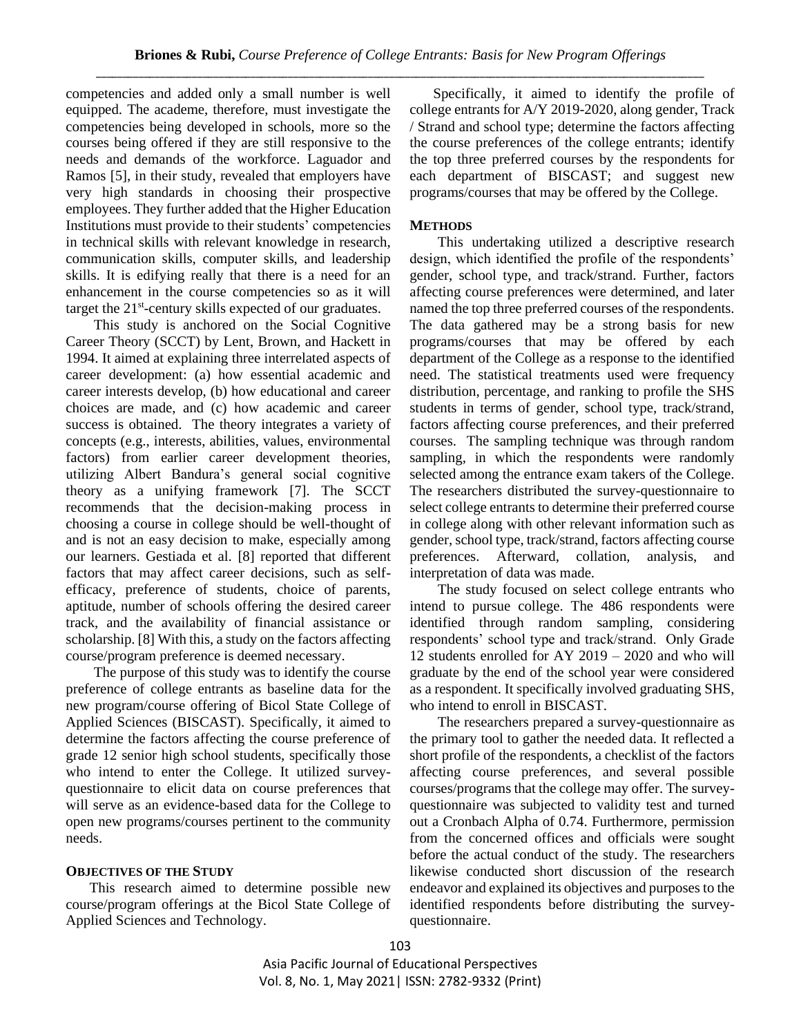competencies and added only a small number is well equipped. The academe, therefore, must investigate the competencies being developed in schools, more so the courses being offered if they are still responsive to the needs and demands of the workforce. Laguador and Ramos [5], in their study, revealed that employers have very high standards in choosing their prospective employees. They further added that the Higher Education Institutions must provide to their students' competencies in technical skills with relevant knowledge in research, communication skills, computer skills, and leadership skills. It is edifying really that there is a need for an enhancement in the course competencies so as it will target the 21st-century skills expected of our graduates.

This study is anchored on the Social Cognitive Career Theory (SCCT) by Lent, Brown, and Hackett in 1994. It aimed at explaining three interrelated aspects of career development: (a) how essential academic and career interests develop, (b) how educational and career choices are made, and (c) how academic and career success is obtained. The theory integrates a variety of concepts (e.g., interests, abilities, values, environmental factors) from earlier career development theories, utilizing Albert Bandura's general social cognitive theory as a unifying framework [7]. The SCCT recommends that the decision-making process in choosing a course in college should be well-thought of and is not an easy decision to make, especially among our learners. Gestiada et al. [8] reported that different factors that may affect career decisions, such as self-efficacy, preference of students, choice of parents, aptitude, number of schools offering the desired career track, and the availability of financial assistance or scholarship. [8] With this, a study on the factors affecting course/program preference is deemed necessary.

The purpose of this study was to identify the course preference of college entrants as baseline data for the new program/course offering of Bicol State College of Applied Sciences (BISCAST). Specifically, it aimed to determine the factors affecting the course preference of grade 12 senior high school students, specifically those who intend to enter the College. It utilized survey-questionnaire to elicit data on course preferences that will serve as an evidence-based data for the College to open new programs/courses pertinent to the community needs.

## OBJECTIVES OF THE STUDY

This research aimed to determine possible new course/program offerings at the Bicol State College of Applied Sciences and Technology.

Specifically, it aimed to identify the profile of college entrants for A/Y 2019-2020, along gender, Track / Strand and school type; determine the factors affecting the course preferences of the college entrants; identify the top three preferred courses by the respondents for each department of BISCAST; and suggest new programs/courses that may be offered by the College.

## METHODS

This undertaking utilized a descriptive research design, which identified the profile of the respondents' gender, school type, and track/strand. Further, factors affecting course preferences were determined, and later named the top three preferred courses of the respondents. The data gathered may be a strong basis for new programs/courses that may be offered by each department of the College as a response to the identified need. The statistical treatments used were frequency distribution, percentage, and ranking to profile the SHS students in terms of gender, school type, track/strand, factors affecting course preferences, and their preferred courses. The sampling technique was through random sampling, in which the respondents were randomly selected among the entrance exam takers of the College. The researchers distributed the survey-questionnaire to select college entrants to determine their preferred course in college along with other relevant information such as gender, school type, track/strand, factors affecting course preferences. Afterward, collation, analysis, and interpretation of data was made.

The study focused on select college entrants who intend to pursue college. The 486 respondents were identified through random sampling, considering respondents' school type and track/strand. Only Grade 12 students enrolled for AY 2019 – 2020 and who will graduate by the end of the school year were considered as a respondent. It specifically involved graduating SHS, who intend to enroll in BISCAST.

The researchers prepared a survey-questionnaire as the primary tool to gather the needed data. It reflected a short profile of the respondents, a checklist of the factors affecting course preferences, and several possible courses/programs that the college may offer. The survey-questionnaire was subjected to validity test and turned out a Cronbach Alpha of 0.74. Furthermore, permission from the concerned offices and officials were sought before the actual conduct of the study. The researchers likewise conducted short discussion of the research endeavor and explained its objectives and purposes to the identified respondents before distributing the survey-questionnaire.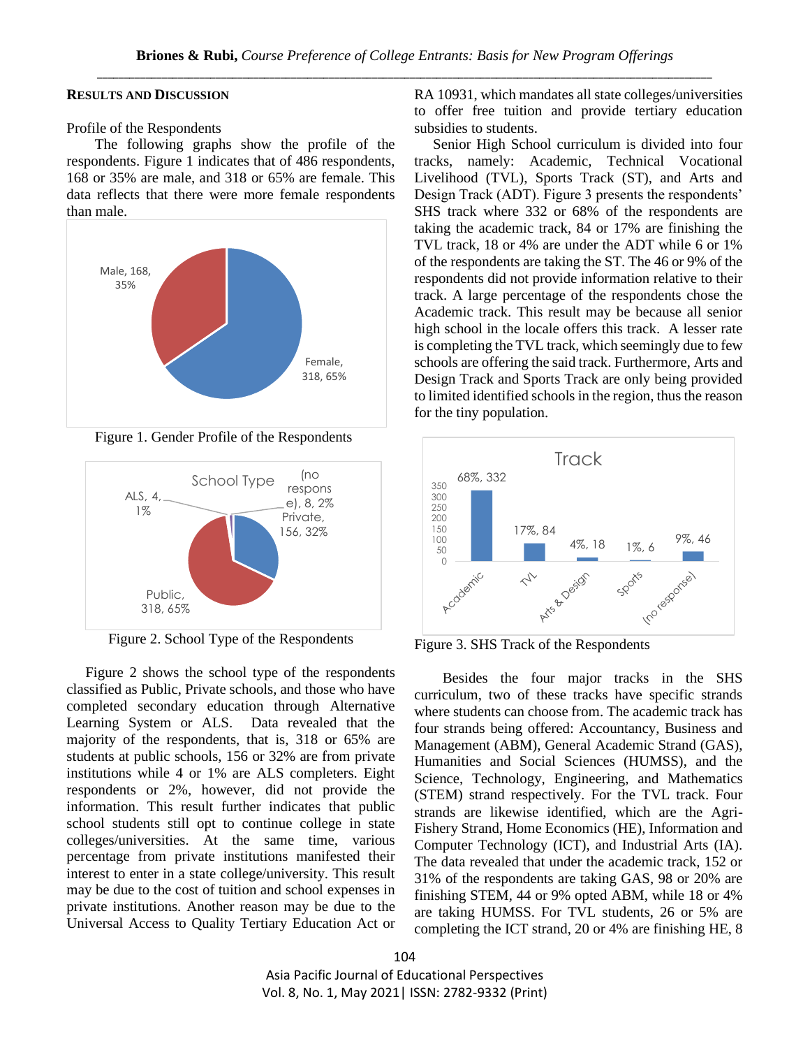## Results and Discussion

Profile of the Respondents

The following graphs show the profile of the respondents. Figure 1 indicates that of 486 respondents, 168 or 35% are male, and 318 or 65% are female. This data reflects that there were more female respondents than male.

Figure 1. Gender Profile of the Respondents

Figure 2. School Type of the Respondents

Figure 2 shows the school type of the respondents classified as Public, Private schools, and those who have completed secondary education through Alternative Learning System or ALS. Data revealed that the majority of the respondents, that is, 318 or 65% are students at public schools, 156 or 32% are from private institutions while 4 or 1% are ALS completers. Eight respondents or 2%, however, did not provide the information. This result further indicates that public school students still opt to continue college in state colleges/universities. At the same time, various percentage from private institutions manifested their interest to enter in a state college/university. This result may be due to the cost of tuition and school expenses in private institutions. Another reason may be due to the Universal Access to Quality Tertiary Education Act or RA 10931, which mandates all state colleges/universities to offer free tuition and provide tertiary education subsidies to students.

Senior High School curriculum is divided into four tracks, namely: Academic, Technical Vocational Livelihood (TVL), Sports Track (ST), and Arts and Design Track (ADT). Figure 3 presents the respondents' SHS track where 332 or 68% of the respondents are taking the academic track, 84 or 17% are finishing the TVL track, 18 or 4% are under the ADT while 6 or 1% of the respondents are taking the ST. The 46 or 9% of the respondents did not provide information relative to their track. A large percentage of the respondents chose the Academic track. This result may be because all senior high school in the locale offers this track. A lesser rate is completing the TVL track, which seemingly due to few schools are offering the said track. Furthermore, Arts and Design Track and Sports Track are only being provided to limited identified schools in the region, thus the reason for the tiny population.

Figure 3. SHS Track of the Respondents

Besides the four major tracks in the SHS curriculum, two of these tracks have specific strands where students can choose from. The academic track has four strands being offered: Accountancy, Business and Management (ABM), General Academic Strand (GAS), Humanities and Social Sciences (HUMSS), and the Science, Technology, Engineering, and Mathematics (STEM) strand respectively. For the TVL track. Four strands are likewise identified, which are the Agri-Fishery Strand, Home Economics (HE), Information and Computer Technology (ICT), and Industrial Arts (IA). The data revealed that under the academic track, 152 or 31% of the respondents are taking GAS, 98 or 20% are finishing STEM, 44 or 9% opted ABM, while 18 or 4% are taking HUMSS. For TVL students, 26 or 5% are completing the ICT strand, 20 or 4% are finishing HE, 8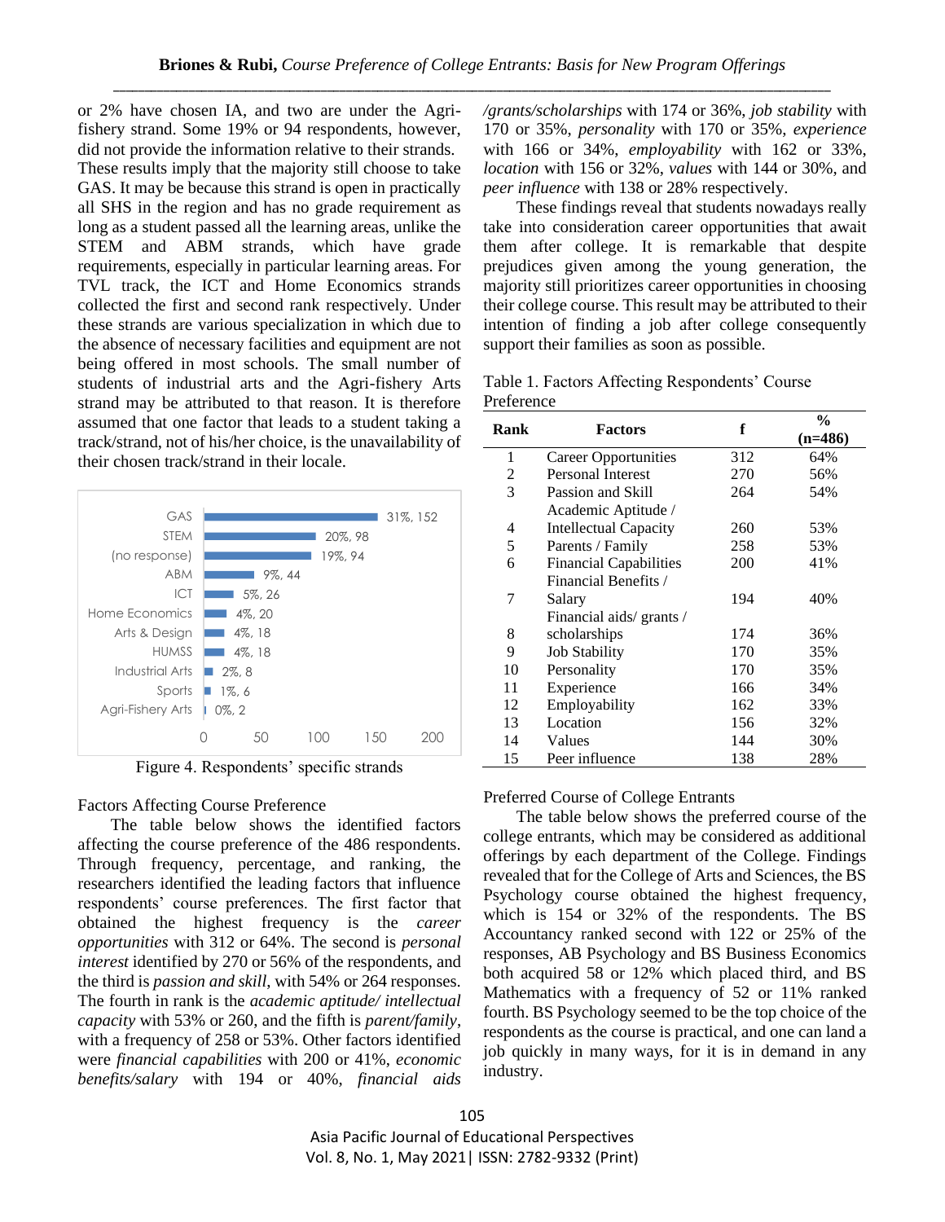or 2% have chosen IA, and two are under the Agri-fishery strand. Some 19% or 94 respondents, however, did not provide the information relative to their strands. These results imply that the majority still choose to take GAS. It may be because this strand is open in practically all SHS in the region and has no grade requirement as long as a student passed all the learning areas, unlike the STEM and ABM strands, which have grade requirements, especially in particular learning areas. For TVL track, the ICT and Home Economics strands collected the first and second rank respectively. Under these strands are various specialization in which due to the absence of necessary facilities and equipment are not being offered in most schools. The small number of students of industrial arts and the Agri-fishery Arts strand may be attributed to that reason. It is therefore assumed that one factor that leads to a student taking a track/strand, not of his/her choice, is the unavailability of their chosen track/strand in their locale.

| Strand | % | f |
|---|---|---|
| GAS | 31% | 152 |
| STEM | 20% | 98 |
| (no response) | 19% | 94 |
| ABM | 9% | 44 |
| ICT | 5% | 26 |
| Home Economics | 4% | 20 |
| Arts & Design | 4% | 18 |
| HUMSS | 4% | 18 |
| Industrial Arts | 2% | 8 |
| Sports | 1% | 6 |
| Agri-Fishery Arts | 0% | 2 |

Figure 4. Respondents' specific strands

## Factors Affecting Course Preference

The table below shows the identified factors affecting the course preference of the 486 respondents. Through frequency, percentage, and ranking, the researchers identified the leading factors that influence respondents' course preferences. The first factor that obtained the highest frequency is the *career opportunities* with 312 or 64%. The second is *personal interest* identified by 270 or 56% of the respondents, and the third is *passion and skill*, with 54% or 264 responses. The fourth in rank is the *academic aptitude/ intellectual capacity* with 53% or 260, and the fifth is *parent/family*, with a frequency of 258 or 53%. Other factors identified were *financial capabilities* with 200 or 41%, *economic benefits/salary* with 194 or 40%, *financial aids /grants/scholarships* with 174 or 36%, *job stability* with 170 or 35%, *personality* with 170 or 35%, *experience* with 166 or 34%, *employability* with 162 or 33%, *location* with 156 or 32%, *values* with 144 or 30%, and *peer influence* with 138 or 28% respectively.

These findings reveal that students nowadays really take into consideration career opportunities that await them after college. It is remarkable that despite prejudices given among the young generation, the majority still prioritizes career opportunities in choosing their college course. This result may be attributed to their intention of finding a job after college consequently support their families as soon as possible.

Table 1. Factors Affecting Respondents' Course Preference

| Rank | Factors | f | % (n=486) |
|---|---|---|---|
| 1 | Career Opportunities | 312 | 64% |
| 2 | Personal Interest | 270 | 56% |
| 3 | Passion and Skill | 264 | 54% |
| 4 | Academic Aptitude / Intellectual Capacity | 260 | 53% |
| 5 | Parents / Family | 258 | 53% |
| 6 | Financial Capabilities | 200 | 41% |
| 7 | Financial Benefits / Salary | 194 | 40% |
| 8 | Financial aids/ grants / scholarships | 174 | 36% |
| 9 | Job Stability | 170 | 35% |
| 10 | Personality | 170 | 35% |
| 11 | Experience | 166 | 34% |
| 12 | Employability | 162 | 33% |
| 13 | Location | 156 | 32% |
| 14 | Values | 144 | 30% |
| 15 | Peer influence | 138 | 28% |

## Preferred Course of College Entrants

The table below shows the preferred course of the college entrants, which may be considered as additional offerings by each department of the College. Findings revealed that for the College of Arts and Sciences, the BS Psychology course obtained the highest frequency, which is 154 or 32% of the respondents. The BS Accountancy ranked second with 122 or 25% of the responses, AB Psychology and BS Business Economics both acquired 58 or 12% which placed third, and BS Mathematics with a frequency of 52 or 11% ranked fourth. BS Psychology seemed to be the top choice of the respondents as the course is practical, and one can land a job quickly in many ways, for it is in demand in any industry.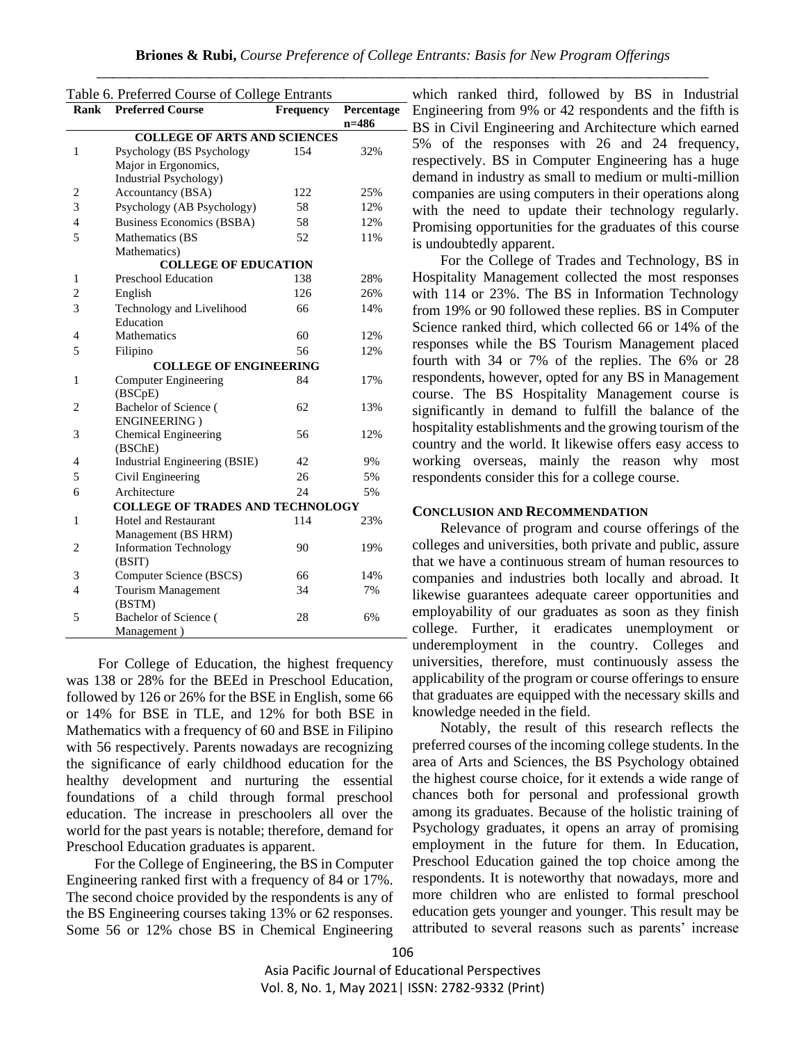Table 6. Preferred Course of College Entrants

| Rank | Preferred Course | Frequency | Percentage n=486 |
|---|---|---|---|
| | **COLLEGE OF ARTS AND SCIENCES** | | |
| 1 | Psychology (BS Psychology Major in Ergonomics, Industrial Psychology) | 154 | 32% |
| 2 | Accountancy (BSA) | 122 | 25% |
| 3 | Psychology (AB Psychology) | 58 | 12% |
| 4 | Business Economics (BSBA) | 58 | 12% |
| 5 | Mathematics (BS Mathematics) | 52 | 11% |
| | **COLLEGE OF EDUCATION** | | |
| 1 | Preschool Education | 138 | 28% |
| 2 | English | 126 | 26% |
| 3 | Technology and Livelihood Education | 66 | 14% |
| 4 | Mathematics | 60 | 12% |
| 5 | Filipino | 56 | 12% |
| | **COLLEGE OF ENGINEERING** | | |
| 1 | Computer Engineering (BSCpE) | 84 | 17% |
| 2 | Bachelor of Science ( ENGINEERING ) | 62 | 13% |
| 3 | Chemical Engineering (BSChE) | 56 | 12% |
| 4 | Industrial Engineering (BSIE) | 42 | 9% |
| 5 | Civil Engineering | 26 | 5% |
| 6 | Architecture | 24 | 5% |
| | **COLLEGE OF TRADES AND TECHNOLOGY** | | |
| 1 | Hotel and Restaurant Management (BS HRM) | 114 | 23% |
| 2 | Information Technology (BSIT) | 90 | 19% |
| 3 | Computer Science (BSCS) | 66 | 14% |
| 4 | Tourism Management (BSTM) | 34 | 7% |
| 5 | Bachelor of Science ( Management ) | 28 | 6% |

For College of Education, the highest frequency was 138 or 28% for the BEEd in Preschool Education, followed by 126 or 26% for the BSE in English, some 66 or 14% for BSE in TLE, and 12% for both BSE in Mathematics with a frequency of 60 and BSE in Filipino with 56 respectively. Parents nowadays are recognizing the significance of early childhood education for the healthy development and nurturing the essential foundations of a child through formal preschool education. The increase in preschoolers all over the world for the past years is notable; therefore, demand for Preschool Education graduates is apparent.

For the College of Engineering, the BS in Computer Engineering ranked first with a frequency of 84 or 17%. The second choice provided by the respondents is any of the BS Engineering courses taking 13% or 62 responses. Some 56 or 12% chose BS in Chemical Engineering which ranked third, followed by BS in Industrial Engineering from 9% or 42 respondents and the fifth is BS in Civil Engineering and Architecture which earned 5% of the responses with 26 and 24 frequency, respectively. BS in Computer Engineering has a huge demand in industry as small to medium or multi-million companies are using computers in their operations along with the need to update their technology regularly. Promising opportunities for the graduates of this course is undoubtedly apparent.

For the College of Trades and Technology, BS in Hospitality Management collected the most responses with 114 or 23%. The BS in Information Technology from 19% or 90 followed these replies. BS in Computer Science ranked third, which collected 66 or 14% of the responses while the BS Tourism Management placed fourth with 34 or 7% of the replies. The 6% or 28 respondents, however, opted for any BS in Management course. The BS Hospitality Management course is significantly in demand to fulfill the balance of the hospitality establishments and the growing tourism of the country and the world. It likewise offers easy access to working overseas, mainly the reason why most respondents consider this for a college course.

## CONCLUSION AND RECOMMENDATION

Relevance of program and course offerings of the colleges and universities, both private and public, assure that we have a continuous stream of human resources to companies and industries both locally and abroad. It likewise guarantees adequate career opportunities and employability of our graduates as soon as they finish college. Further, it eradicates unemployment or underemployment in the country. Colleges and universities, therefore, must continuously assess the applicability of the program or course offerings to ensure that graduates are equipped with the necessary skills and knowledge needed in the field.

Notably, the result of this research reflects the preferred courses of the incoming college students. In the area of Arts and Sciences, the BS Psychology obtained the highest course choice, for it extends a wide range of chances both for personal and professional growth among its graduates. Because of the holistic training of Psychology graduates, it opens an array of promising employment in the future for them. In Education, Preschool Education gained the top choice among the respondents. It is noteworthy that nowadays, more and more children who are enlisted to formal preschool education gets younger and younger. This result may be attributed to several reasons such as parents' increase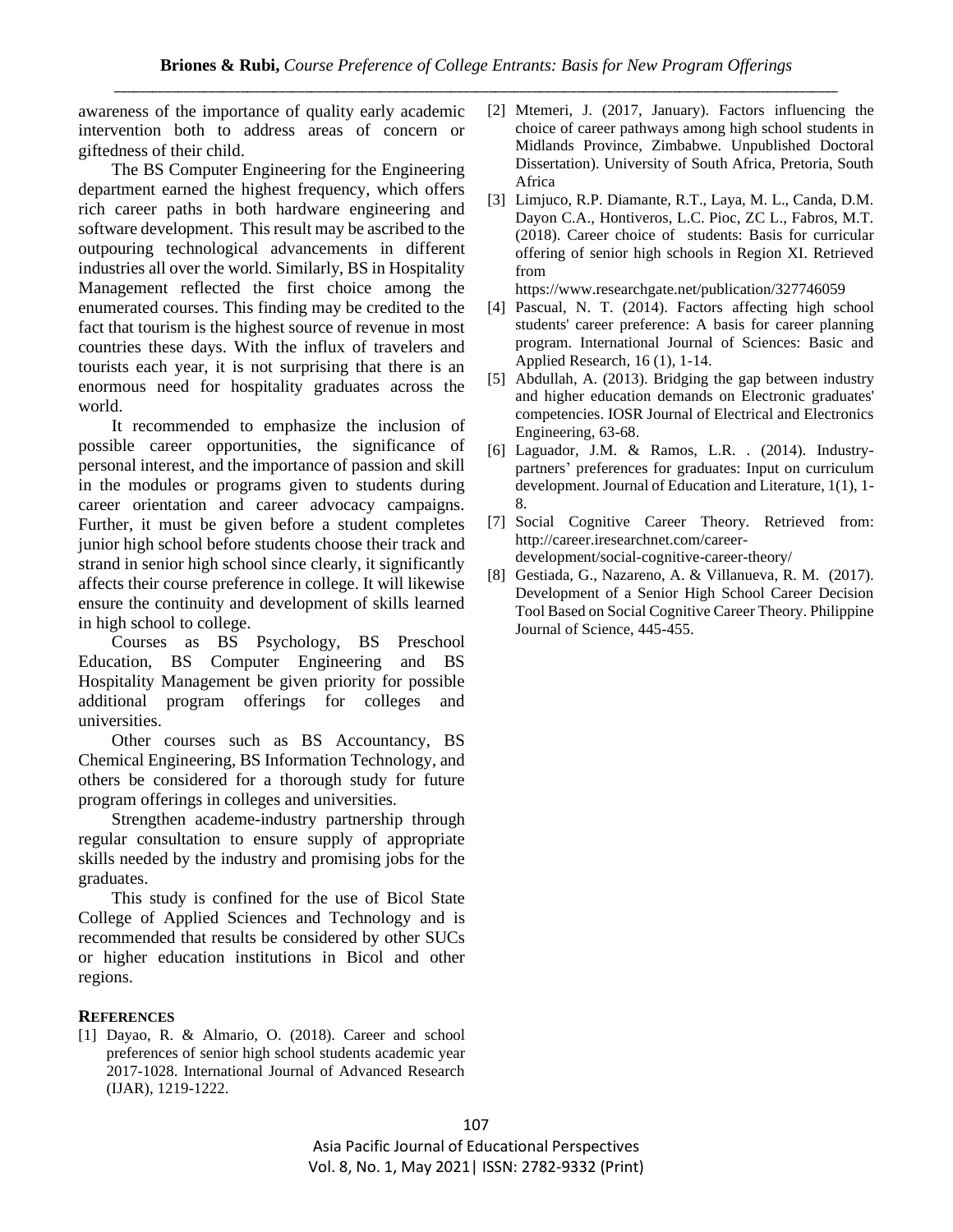awareness of the importance of quality early academic intervention both to address areas of concern or giftedness of their child.

The BS Computer Engineering for the Engineering department earned the highest frequency, which offers rich career paths in both hardware engineering and software development. This result may be ascribed to the outpouring technological advancements in different industries all over the world. Similarly, BS in Hospitality Management reflected the first choice among the enumerated courses. This finding may be credited to the fact that tourism is the highest source of revenue in most countries these days. With the influx of travelers and tourists each year, it is not surprising that there is an enormous need for hospitality graduates across the world.

It recommended to emphasize the inclusion of possible career opportunities, the significance of personal interest, and the importance of passion and skill in the modules or programs given to students during career orientation and career advocacy campaigns. Further, it must be given before a student completes junior high school before students choose their track and strand in senior high school since clearly, it significantly affects their course preference in college. It will likewise ensure the continuity and development of skills learned in high school to college.

Courses as BS Psychology, BS Preschool Education, BS Computer Engineering and BS Hospitality Management be given priority for possible additional program offerings for colleges and universities.

Other courses such as BS Accountancy, BS Chemical Engineering, BS Information Technology, and others be considered for a thorough study for future program offerings in colleges and universities.

Strengthen academe-industry partnership through regular consultation to ensure supply of appropriate skills needed by the industry and promising jobs for the graduates.

This study is confined for the use of Bicol State College of Applied Sciences and Technology and is recommended that results be considered by other SUCs or higher education institutions in Bicol and other regions.

## REFERENCES

[1] Dayao, R. & Almario, O. (2018). Career and school preferences of senior high school students academic year 2017-1028. International Journal of Advanced Research (IJAR), 1219-1222.

[2] Mtemeri, J. (2017, January). Factors influencing the choice of career pathways among high school students in Midlands Province, Zimbabwe. Unpublished Doctoral Dissertation). University of South Africa, Pretoria, South Africa

[3] Limjuco, R.P. Diamante, R.T., Laya, M. L., Canda, D.M. Dayon C.A., Hontiveros, L.C. Pioc, ZC L., Fabros, M.T. (2018). Career choice of students: Basis for curricular offering of senior high schools in Region XI. Retrieved from https://www.researchgate.net/publication/327746059

[4] Pascual, N. T. (2014). Factors affecting high school students' career preference: A basis for career planning program. International Journal of Sciences: Basic and Applied Research, 16 (1), 1-14.

[5] Abdullah, A. (2013). Bridging the gap between industry and higher education demands on Electronic graduates' competencies. IOSR Journal of Electrical and Electronics Engineering, 63-68.

[6] Laguador, J.M. & Ramos, L.R. . (2014). Industry-partners' preferences for graduates: Input on curriculum development. Journal of Education and Literature, 1(1), 1-8.

[7] Social Cognitive Career Theory. Retrieved from: http://career.iresearchnet.com/career-development/social-cognitive-career-theory/

[8] Gestiada, G., Nazareno, A. & Villanueva, R. M. (2017). Development of a Senior High School Career Decision Tool Based on Social Cognitive Career Theory. Philippine Journal of Science, 445-455.